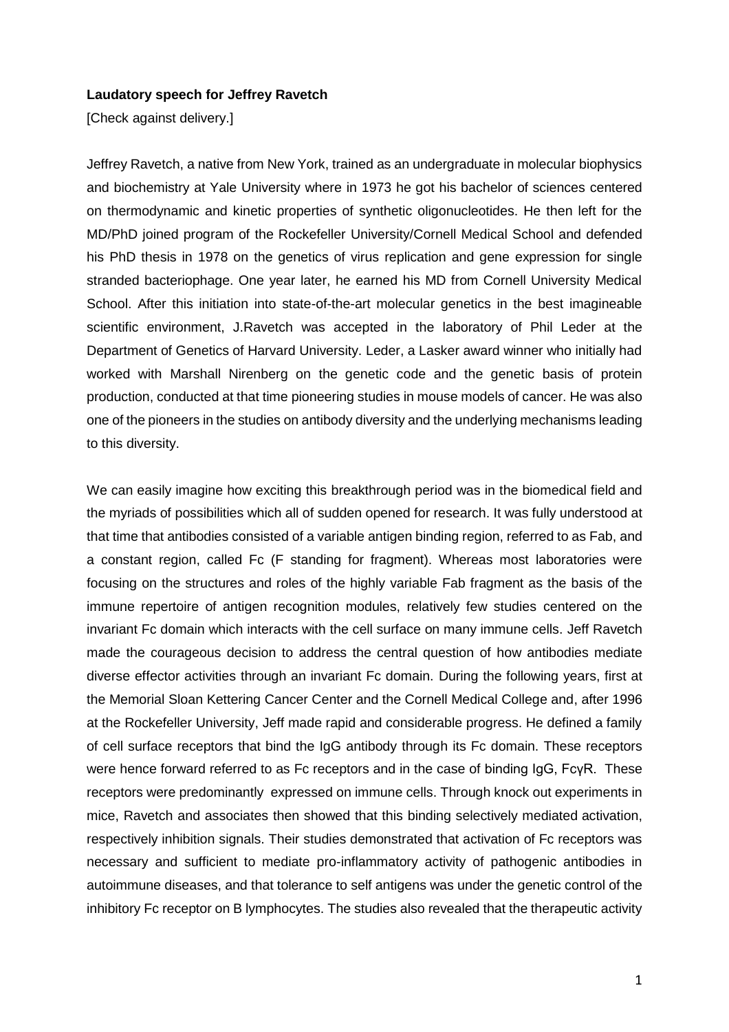**Laudatory speech for Jeffrey Ravetch**

[Check against delivery.]

Jeffrey Ravetch, a native from New York, trained as an undergraduate in molecular biophysics and biochemistry at Yale University where in 1973 he got his bachelor of sciences centered on thermodynamic and kinetic properties of synthetic oligonucleotides. He then left for the MD/PhD joined program of the Rockefeller University/Cornell Medical School and defended his PhD thesis in 1978 on the genetics of virus replication and gene expression for single stranded bacteriophage. One year later, he earned his MD from Cornell University Medical School. After this initiation into state-of-the-art molecular genetics in the best imagineable scientific environment, J.Ravetch was accepted in the laboratory of Phil Leder at the Department of Genetics of Harvard University. Leder, a Lasker award winner who initially had worked with Marshall Nirenberg on the genetic code and the genetic basis of protein production, conducted at that time pioneering studies in mouse models of cancer. He was also one of the pioneers in the studies on antibody diversity and the underlying mechanisms leading to this diversity.

We can easily imagine how exciting this breakthrough period was in the biomedical field and the myriads of possibilities which all of sudden opened for research. It was fully understood at that time that antibodies consisted of a variable antigen binding region, referred to as Fab, and a constant region, called Fc (F standing for fragment). Whereas most laboratories were focusing on the structures and roles of the highly variable Fab fragment as the basis of the immune repertoire of antigen recognition modules, relatively few studies centered on the invariant Fc domain which interacts with the cell surface on many immune cells. Jeff Ravetch made the courageous decision to address the central question of how antibodies mediate diverse effector activities through an invariant Fc domain. During the following years, first at the Memorial Sloan Kettering Cancer Center and the Cornell Medical College and, after 1996 at the Rockefeller University, Jeff made rapid and considerable progress. He defined a family of cell surface receptors that bind the IgG antibody through its Fc domain. These receptors were hence forward referred to as Fc receptors and in the case of binding IgG, FcγR. These receptors were predominantly expressed on immune cells. Through knock out experiments in mice, Ravetch and associates then showed that this binding selectively mediated activation, respectively inhibition signals. Their studies demonstrated that activation of Fc receptors was necessary and sufficient to mediate pro-inflammatory activity of pathogenic antibodies in autoimmune diseases, and that tolerance to self antigens was under the genetic control of the inhibitory Fc receptor on B lymphocytes. The studies also revealed that the therapeutic activity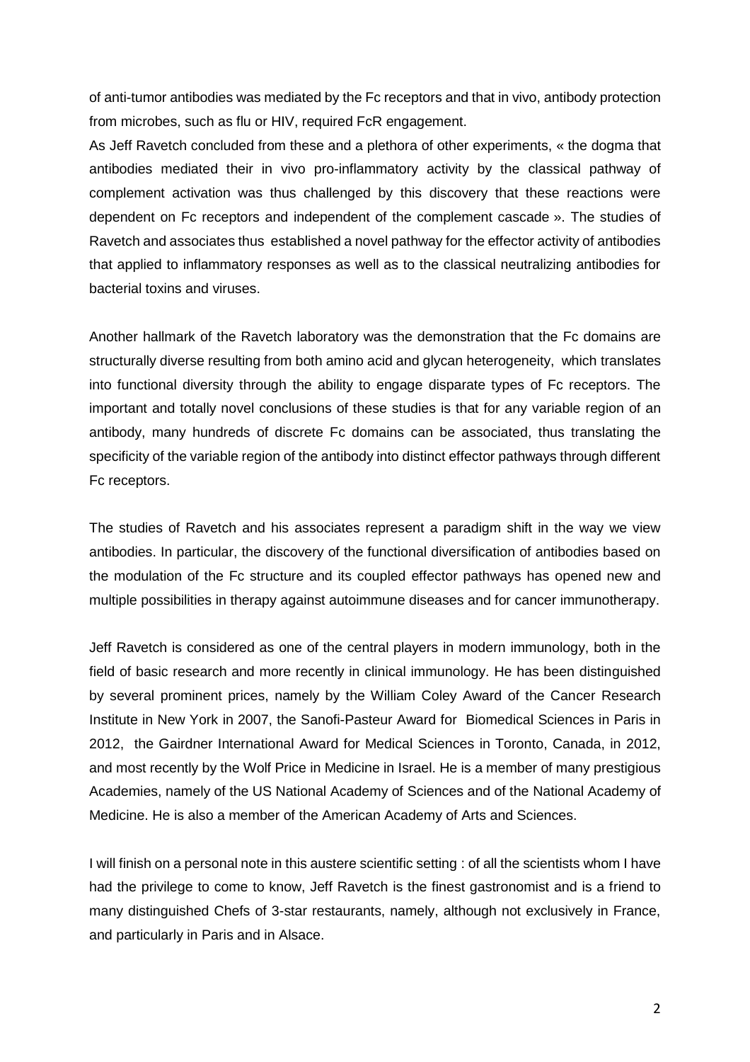of anti-tumor antibodies was mediated by the Fc receptors and that in vivo, antibody protection from microbes, such as flu or HIV, required FcR engagement.

As Jeff Ravetch concluded from these and a plethora of other experiments, « the dogma that antibodies mediated their in vivo pro-inflammatory activity by the classical pathway of complement activation was thus challenged by this discovery that these reactions were dependent on Fc receptors and independent of the complement cascade ». The studies of Ravetch and associates thus established a novel pathway for the effector activity of antibodies that applied to inflammatory responses as well as to the classical neutralizing antibodies for bacterial toxins and viruses.

Another hallmark of the Ravetch laboratory was the demonstration that the Fc domains are structurally diverse resulting from both amino acid and glycan heterogeneity, which translates into functional diversity through the ability to engage disparate types of Fc receptors. The important and totally novel conclusions of these studies is that for any variable region of an antibody, many hundreds of discrete Fc domains can be associated, thus translating the specificity of the variable region of the antibody into distinct effector pathways through different Fc receptors.

The studies of Ravetch and his associates represent a paradigm shift in the way we view antibodies. In particular, the discovery of the functional diversification of antibodies based on the modulation of the Fc structure and its coupled effector pathways has opened new and multiple possibilities in therapy against autoimmune diseases and for cancer immunotherapy.

Jeff Ravetch is considered as one of the central players in modern immunology, both in the field of basic research and more recently in clinical immunology. He has been distinguished by several prominent prices, namely by the William Coley Award of the Cancer Research Institute in New York in 2007, the Sanofi-Pasteur Award for Biomedical Sciences in Paris in 2012, the Gairdner International Award for Medical Sciences in Toronto, Canada, in 2012, and most recently by the Wolf Price in Medicine in Israel. He is a member of many prestigious Academies, namely of the US National Academy of Sciences and of the National Academy of Medicine. He is also a member of the American Academy of Arts and Sciences.

I will finish on a personal note in this austere scientific setting : of all the scientists whom I have had the privilege to come to know, Jeff Ravetch is the finest gastronomist and is a friend to many distinguished Chefs of 3-star restaurants, namely, although not exclusively in France, and particularly in Paris and in Alsace.